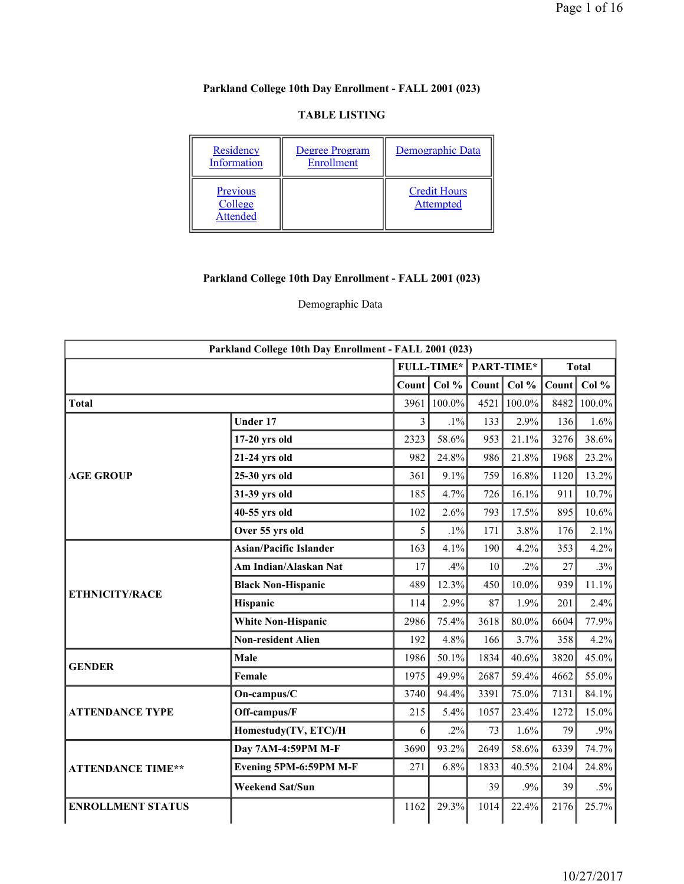## Parkland College 10th Day Enrollment - FALL 2001 (023)

### TABLE LISTING

| | | |
|---|---|---|
| Residency Information | Degree Program Enrollment | Demographic Data |
| Previous College Attended | | Credit Hours Attempted |

## Parkland College 10th Day Enrollment - FALL 2001 (023)

Demographic Data

| Parkland College 10th Day Enrollment - FALL 2001 (023) | | | | | | | |
|---|---|---|---|---|---|---|---|
| | | FULL-TIME* | | PART-TIME* | | Total | |
| | | Count | Col % | Count | Col % | Count | Col % |
| **Total** | | 3961 | 100.0% | 4521 | 100.0% | 8482 | 100.0% |
| **AGE GROUP** | **Under 17** | 3 | .1% | 133 | 2.9% | 136 | 1.6% |
| | **17-20 yrs old** | 2323 | 58.6% | 953 | 21.1% | 3276 | 38.6% |
| | **21-24 yrs old** | 982 | 24.8% | 986 | 21.8% | 1968 | 23.2% |
| | **25-30 yrs old** | 361 | 9.1% | 759 | 16.8% | 1120 | 13.2% |
| | **31-39 yrs old** | 185 | 4.7% | 726 | 16.1% | 911 | 10.7% |
| | **40-55 yrs old** | 102 | 2.6% | 793 | 17.5% | 895 | 10.6% |
| | **Over 55 yrs old** | 5 | .1% | 171 | 3.8% | 176 | 2.1% |
| **ETHNICITY/RACE** | **Asian/Pacific Islander** | 163 | 4.1% | 190 | 4.2% | 353 | 4.2% |
| | **Am Indian/Alaskan Nat** | 17 | .4% | 10 | .2% | 27 | .3% |
| | **Black Non-Hispanic** | 489 | 12.3% | 450 | 10.0% | 939 | 11.1% |
| | **Hispanic** | 114 | 2.9% | 87 | 1.9% | 201 | 2.4% |
| | **White Non-Hispanic** | 2986 | 75.4% | 3618 | 80.0% | 6604 | 77.9% |
| | **Non-resident Alien** | 192 | 4.8% | 166 | 3.7% | 358 | 4.2% |
| **GENDER** | **Male** | 1986 | 50.1% | 1834 | 40.6% | 3820 | 45.0% |
| | **Female** | 1975 | 49.9% | 2687 | 59.4% | 4662 | 55.0% |
| **ATTENDANCE TYPE** | **On-campus/C** | 3740 | 94.4% | 3391 | 75.0% | 7131 | 84.1% |
| | **Off-campus/F** | 215 | 5.4% | 1057 | 23.4% | 1272 | 15.0% |
| | **Homestudy(TV, ETC)/H** | 6 | .2% | 73 | 1.6% | 79 | .9% |
| **ATTENDANCE TIME**** | **Day 7AM-4:59PM M-F** | 3690 | 93.2% | 2649 | 58.6% | 6339 | 74.7% |
| | **Evening 5PM-6:59PM M-F** | 271 | 6.8% | 1833 | 40.5% | 2104 | 24.8% |
| | **Weekend Sat/Sun** | | | 39 | .9% | 39 | .5% |
| **ENROLLMENT STATUS** | | 1162 | 29.3% | 1014 | 22.4% | 2176 | 25.7% |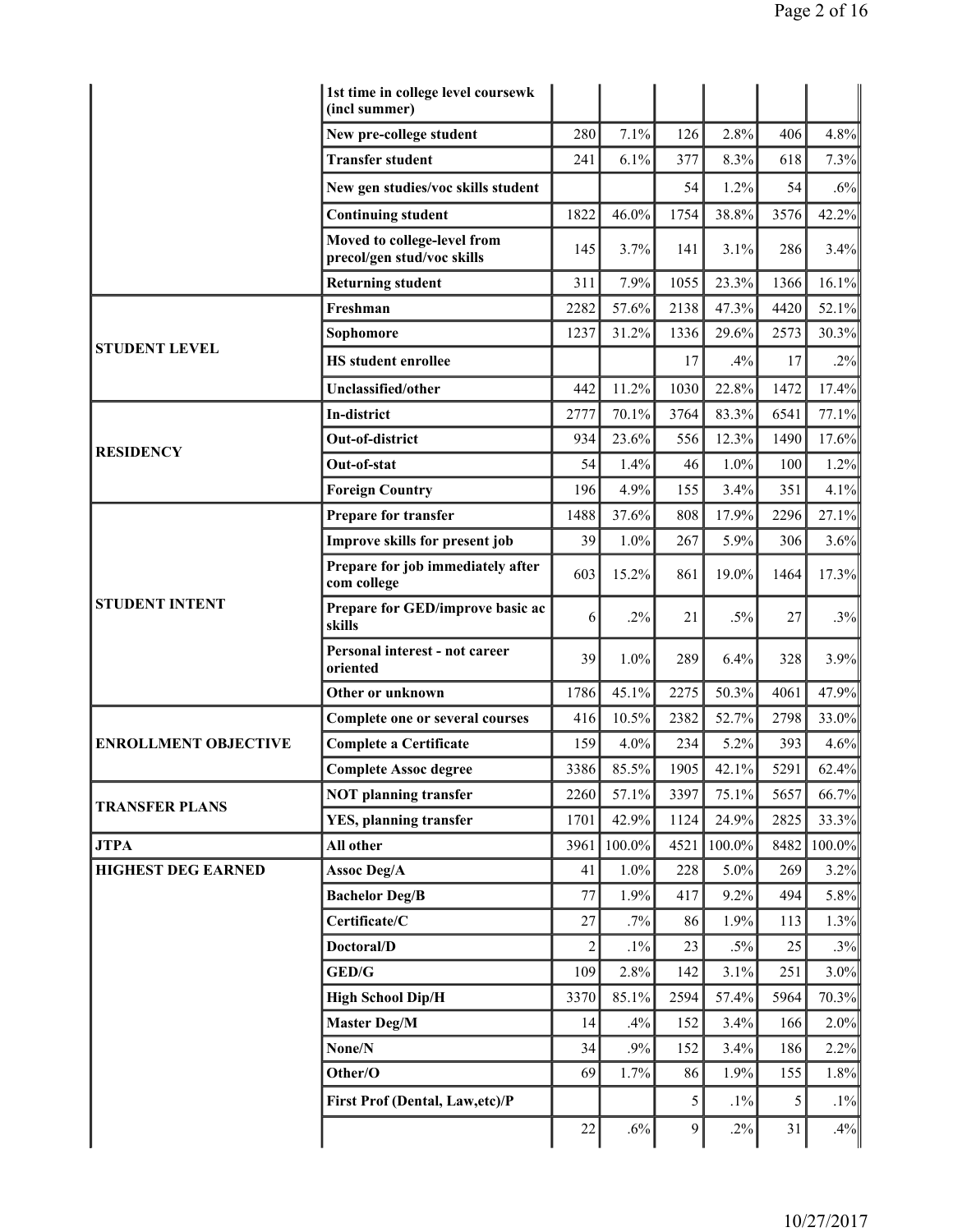| | | | | | | | |
|---|---|---|---|---|---|---|---|
| | **1st time in college level coursewk (incl summer)** | | | | | | |
| | **New pre-college student** | 280 | 7.1% | 126 | 2.8% | 406 | 4.8% |
| | **Transfer student** | 241 | 6.1% | 377 | 8.3% | 618 | 7.3% |
| | **New gen studies/voc skills student** | | | 54 | 1.2% | 54 | .6% |
| | **Continuing student** | 1822 | 46.0% | 1754 | 38.8% | 3576 | 42.2% |
| | **Moved to college-level from precol/gen stud/voc skills** | 145 | 3.7% | 141 | 3.1% | 286 | 3.4% |
| | **Returning student** | 311 | 7.9% | 1055 | 23.3% | 1366 | 16.1% |
| **STUDENT LEVEL** | **Freshman** | 2282 | 57.6% | 2138 | 47.3% | 4420 | 52.1% |
| | **Sophomore** | 1237 | 31.2% | 1336 | 29.6% | 2573 | 30.3% |
| | **HS student enrollee** | | | 17 | .4% | 17 | .2% |
| | **Unclassified/other** | 442 | 11.2% | 1030 | 22.8% | 1472 | 17.4% |
| **RESIDENCY** | **In-district** | 2777 | 70.1% | 3764 | 83.3% | 6541 | 77.1% |
| | **Out-of-district** | 934 | 23.6% | 556 | 12.3% | 1490 | 17.6% |
| | **Out-of-stat** | 54 | 1.4% | 46 | 1.0% | 100 | 1.2% |
| | **Foreign Country** | 196 | 4.9% | 155 | 3.4% | 351 | 4.1% |
| **STUDENT INTENT** | **Prepare for transfer** | 1488 | 37.6% | 808 | 17.9% | 2296 | 27.1% |
| | **Improve skills for present job** | 39 | 1.0% | 267 | 5.9% | 306 | 3.6% |
| | **Prepare for job immediately after com college** | 603 | 15.2% | 861 | 19.0% | 1464 | 17.3% |
| | **Prepare for GED/improve basic ac skills** | 6 | .2% | 21 | .5% | 27 | .3% |
| | **Personal interest - not career oriented** | 39 | 1.0% | 289 | 6.4% | 328 | 3.9% |
| | **Other or unknown** | 1786 | 45.1% | 2275 | 50.3% | 4061 | 47.9% |
| **ENROLLMENT OBJECTIVE** | **Complete one or several courses** | 416 | 10.5% | 2382 | 52.7% | 2798 | 33.0% |
| | **Complete a Certificate** | 159 | 4.0% | 234 | 5.2% | 393 | 4.6% |
| | **Complete Assoc degree** | 3386 | 85.5% | 1905 | 42.1% | 5291 | 62.4% |
| **TRANSFER PLANS** | **NOT planning transfer** | 2260 | 57.1% | 3397 | 75.1% | 5657 | 66.7% |
| | **YES, planning transfer** | 1701 | 42.9% | 1124 | 24.9% | 2825 | 33.3% |
| **JTPA** | **All other** | 3961 | 100.0% | 4521 | 100.0% | 8482 | 100.0% |
| **HIGHEST DEG EARNED** | **Assoc Deg/A** | 41 | 1.0% | 228 | 5.0% | 269 | 3.2% |
| | **Bachelor Deg/B** | 77 | 1.9% | 417 | 9.2% | 494 | 5.8% |
| | **Certificate/C** | 27 | .7% | 86 | 1.9% | 113 | 1.3% |
| | **Doctoral/D** | 2 | .1% | 23 | .5% | 25 | .3% |
| | **GED/G** | 109 | 2.8% | 142 | 3.1% | 251 | 3.0% |
| | **High School Dip/H** | 3370 | 85.1% | 2594 | 57.4% | 5964 | 70.3% |
| | **Master Deg/M** | 14 | .4% | 152 | 3.4% | 166 | 2.0% |
| | **None/N** | 34 | .9% | 152 | 3.4% | 186 | 2.2% |
| | **Other/O** | 69 | 1.7% | 86 | 1.9% | 155 | 1.8% |
| | **First Prof (Dental, Law,etc)/P** | | | 5 | .1% | 5 | .1% |
| | | 22 | .6% | 9 | .2% | 31 | .4% |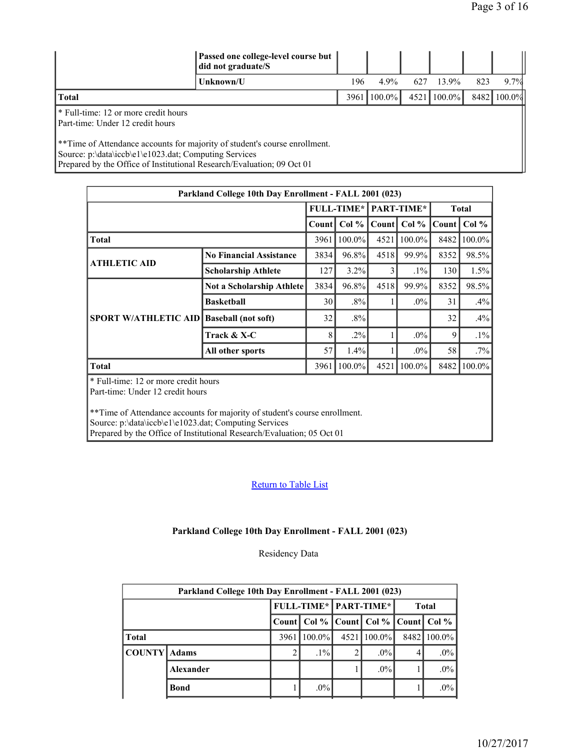| | | FULL-TIME* | | PART-TIME* | | Total | |
|---|---|---|---|---|---|---|---|
| | Passed one college-level course but did not graduate/S | | | | | | |
| | Unknown/U | 196 | 4.9% | 627 | 13.9% | 823 | 9.7% |
| **Total** | | 3961 | 100.0% | 4521 | 100.0% | 8482 | 100.0% |

\* Full-time: 12 or more credit hours
Part-time: Under 12 credit hours

**Time of Attendance accounts for majority of student's course enrollment.
Source: p:\data\iccb\e1\e1023.dat; Computing Services
Prepared by the Office of Institutional Research/Evaluation; 09 Oct 01

| Parkland College 10th Day Enrollment - FALL 2001 (023) | | | | | | | |
|---|---|---|---|---|---|---|---|
| | | **FULL-TIME*** | | **PART-TIME*** | | **Total** | |
| | | **Count** | **Col %** | **Count** | **Col %** | **Count** | **Col %** |
| **Total** | | 3961 | 100.0% | 4521 | 100.0% | 8482 | 100.0% |
| **ATHLETIC AID** | **No Financial Assistance** | 3834 | 96.8% | 4518 | 99.9% | 8352 | 98.5% |
| | **Scholarship Athlete** | 127 | 3.2% | 3 | .1% | 130 | 1.5% |
| **SPORT W/ATHLETIC AID** | **Not a Scholarship Athlete** | 3834 | 96.8% | 4518 | 99.9% | 8352 | 98.5% |
| | **Basketball** | 30 | .8% | 1 | .0% | 31 | .4% |
| | **Baseball (not soft)** | 32 | .8% | | | 32 | .4% |
| | **Track & X-C** | 8 | .2% | 1 | .0% | 9 | .1% |
| | **All other sports** | 57 | 1.4% | 1 | .0% | 58 | .7% |
| **Total** | | 3961 | 100.0% | 4521 | 100.0% | 8482 | 100.0% |

\* Full-time: 12 or more credit hours
Part-time: Under 12 credit hours

**Time of Attendance accounts for majority of student's course enrollment.
Source: p:\data\iccb\e1\e1023.dat; Computing Services
Prepared by the Office of Institutional Research/Evaluation; 05 Oct 01

Return to Table List

### Parkland College 10th Day Enrollment - FALL 2001 (023)

Residency Data

| Parkland College 10th Day Enrollment - FALL 2001 (023) | | | | | | | |
|---|---|---|---|---|---|---|---|
| | | **FULL-TIME*** | | **PART-TIME*** | | **Total** | |
| | | **Count** | **Col %** | **Count** | **Col %** | **Count** | **Col %** |
| **Total** | | 3961 | 100.0% | 4521 | 100.0% | 8482 | 100.0% |
| **COUNTY** | **Adams** | 2 | .1% | 2 | .0% | 4 | .0% |
| | **Alexander** | | | 1 | .0% | 1 | .0% |
| | **Bond** | 1 | .0% | | | 1 | .0% |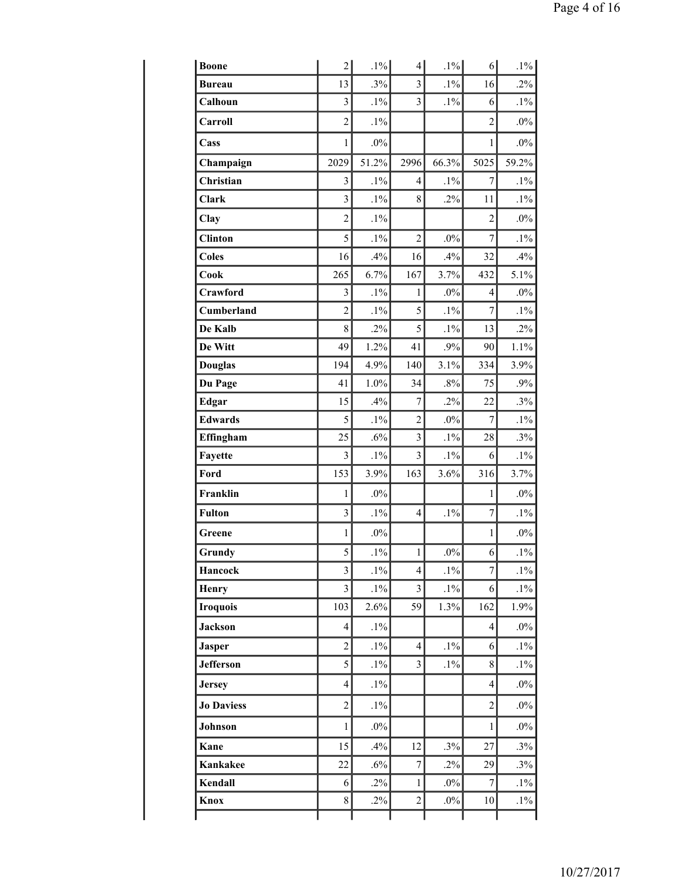| | | | | | | |
|---|---|---|---|---|---|---|
| **Boone** | 2 | .1% | 4 | .1% | 6 | .1% |
| **Bureau** | 13 | .3% | 3 | .1% | 16 | .2% |
| **Calhoun** | 3 | .1% | 3 | .1% | 6 | .1% |
| **Carroll** | 2 | .1% | | | 2 | .0% |
| **Cass** | 1 | .0% | | | 1 | .0% |
| **Champaign** | 2029 | 51.2% | 2996 | 66.3% | 5025 | 59.2% |
| **Christian** | 3 | .1% | 4 | .1% | 7 | .1% |
| **Clark** | 3 | .1% | 8 | .2% | 11 | .1% |
| **Clay** | 2 | .1% | | | 2 | .0% |
| **Clinton** | 5 | .1% | 2 | .0% | 7 | .1% |
| **Coles** | 16 | .4% | 16 | .4% | 32 | .4% |
| **Cook** | 265 | 6.7% | 167 | 3.7% | 432 | 5.1% |
| **Crawford** | 3 | .1% | 1 | .0% | 4 | .0% |
| **Cumberland** | 2 | .1% | 5 | .1% | 7 | .1% |
| **De Kalb** | 8 | .2% | 5 | .1% | 13 | .2% |
| **De Witt** | 49 | 1.2% | 41 | .9% | 90 | 1.1% |
| **Douglas** | 194 | 4.9% | 140 | 3.1% | 334 | 3.9% |
| **Du Page** | 41 | 1.0% | 34 | .8% | 75 | .9% |
| **Edgar** | 15 | .4% | 7 | .2% | 22 | .3% |
| **Edwards** | 5 | .1% | 2 | .0% | 7 | .1% |
| **Effingham** | 25 | .6% | 3 | .1% | 28 | .3% |
| **Fayette** | 3 | .1% | 3 | .1% | 6 | .1% |
| **Ford** | 153 | 3.9% | 163 | 3.6% | 316 | 3.7% |
| **Franklin** | 1 | .0% | | | 1 | .0% |
| **Fulton** | 3 | .1% | 4 | .1% | 7 | .1% |
| **Greene** | 1 | .0% | | | 1 | .0% |
| **Grundy** | 5 | .1% | 1 | .0% | 6 | .1% |
| **Hancock** | 3 | .1% | 4 | .1% | 7 | .1% |
| **Henry** | 3 | .1% | 3 | .1% | 6 | .1% |
| **Iroquois** | 103 | 2.6% | 59 | 1.3% | 162 | 1.9% |
| **Jackson** | 4 | .1% | | | 4 | .0% |
| **Jasper** | 2 | .1% | 4 | .1% | 6 | .1% |
| **Jefferson** | 5 | .1% | 3 | .1% | 8 | .1% |
| **Jersey** | 4 | .1% | | | 4 | .0% |
| **Jo Daviess** | 2 | .1% | | | 2 | .0% |
| **Johnson** | 1 | .0% | | | 1 | .0% |
| **Kane** | 15 | .4% | 12 | .3% | 27 | .3% |
| **Kankakee** | 22 | .6% | 7 | .2% | 29 | .3% |
| **Kendall** | 6 | .2% | 1 | .0% | 7 | .1% |
| **Knox** | 8 | .2% | 2 | .0% | 10 | .1% |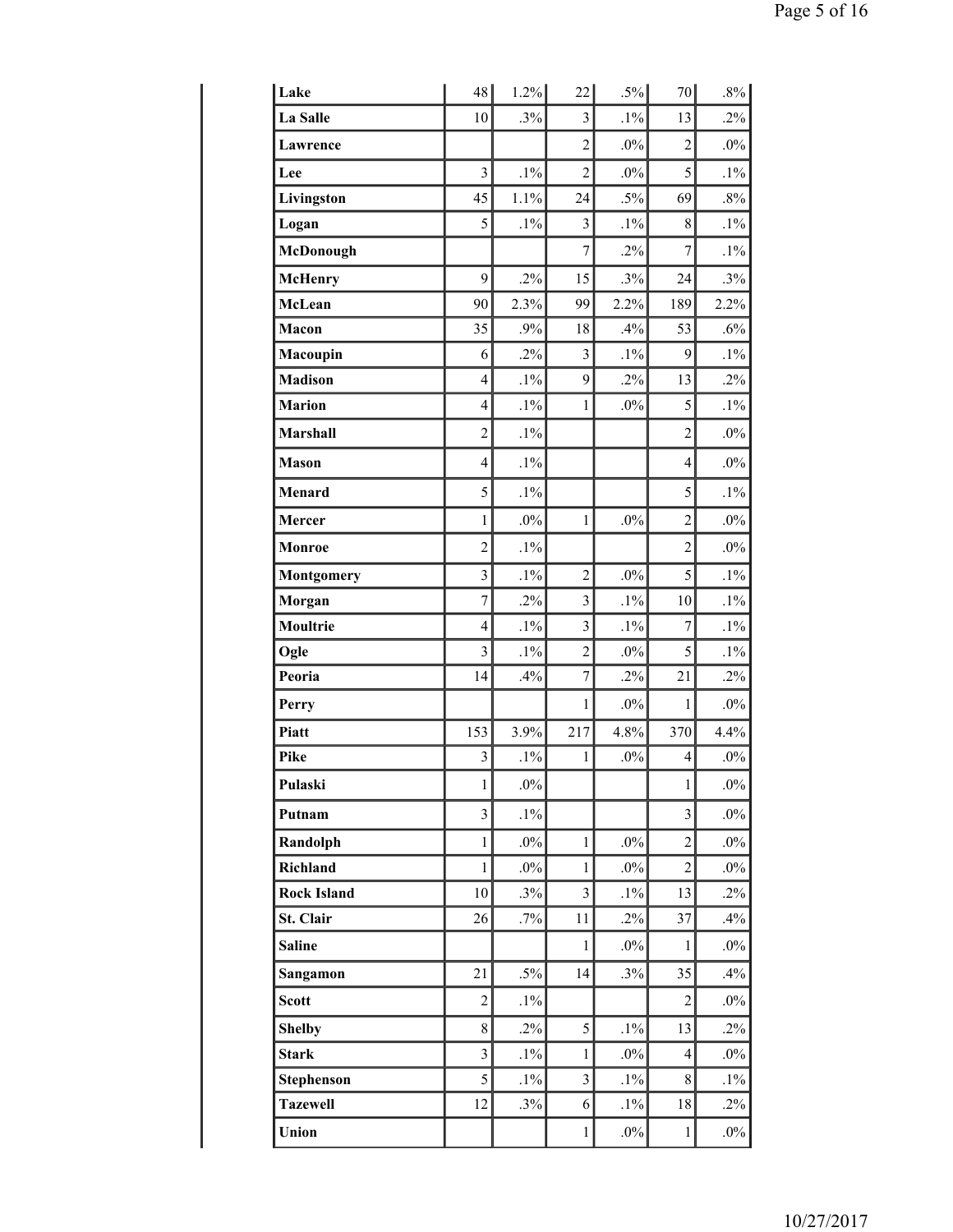| | | | | | | |
|---|---|---|---|---|---|---|
| **Lake** | 48 | 1.2% | 22 | .5% | 70 | .8% |
| **La Salle** | 10 | .3% | 3 | .1% | 13 | .2% |
| **Lawrence** | | | 2 | .0% | 2 | .0% |
| **Lee** | 3 | .1% | 2 | .0% | 5 | .1% |
| **Livingston** | 45 | 1.1% | 24 | .5% | 69 | .8% |
| **Logan** | 5 | .1% | 3 | .1% | 8 | .1% |
| **McDonough** | | | 7 | .2% | 7 | .1% |
| **McHenry** | 9 | .2% | 15 | .3% | 24 | .3% |
| **McLean** | 90 | 2.3% | 99 | 2.2% | 189 | 2.2% |
| **Macon** | 35 | .9% | 18 | .4% | 53 | .6% |
| **Macoupin** | 6 | .2% | 3 | .1% | 9 | .1% |
| **Madison** | 4 | .1% | 9 | .2% | 13 | .2% |
| **Marion** | 4 | .1% | 1 | .0% | 5 | .1% |
| **Marshall** | 2 | .1% | | | 2 | .0% |
| **Mason** | 4 | .1% | | | 4 | .0% |
| **Menard** | 5 | .1% | | | 5 | .1% |
| **Mercer** | 1 | .0% | 1 | .0% | 2 | .0% |
| **Monroe** | 2 | .1% | | | 2 | .0% |
| **Montgomery** | 3 | .1% | 2 | .0% | 5 | .1% |
| **Morgan** | 7 | .2% | 3 | .1% | 10 | .1% |
| **Moultrie** | 4 | .1% | 3 | .1% | 7 | .1% |
| **Ogle** | 3 | .1% | 2 | .0% | 5 | .1% |
| **Peoria** | 14 | .4% | 7 | .2% | 21 | .2% |
| **Perry** | | | 1 | .0% | 1 | .0% |
| **Piatt** | 153 | 3.9% | 217 | 4.8% | 370 | 4.4% |
| **Pike** | 3 | .1% | 1 | .0% | 4 | .0% |
| **Pulaski** | 1 | .0% | | | 1 | .0% |
| **Putnam** | 3 | .1% | | | 3 | .0% |
| **Randolph** | 1 | .0% | 1 | .0% | 2 | .0% |
| **Richland** | 1 | .0% | 1 | .0% | 2 | .0% |
| **Rock Island** | 10 | .3% | 3 | .1% | 13 | .2% |
| **St. Clair** | 26 | .7% | 11 | .2% | 37 | .4% |
| **Saline** | | | 1 | .0% | 1 | .0% |
| **Sangamon** | 21 | .5% | 14 | .3% | 35 | .4% |
| **Scott** | 2 | .1% | | | 2 | .0% |
| **Shelby** | 8 | .2% | 5 | .1% | 13 | .2% |
| **Stark** | 3 | .1% | 1 | .0% | 4 | .0% |
| **Stephenson** | 5 | .1% | 3 | .1% | 8 | .1% |
| **Tazewell** | 12 | .3% | 6 | .1% | 18 | .2% |
| **Union** | | | 1 | .0% | 1 | .0% |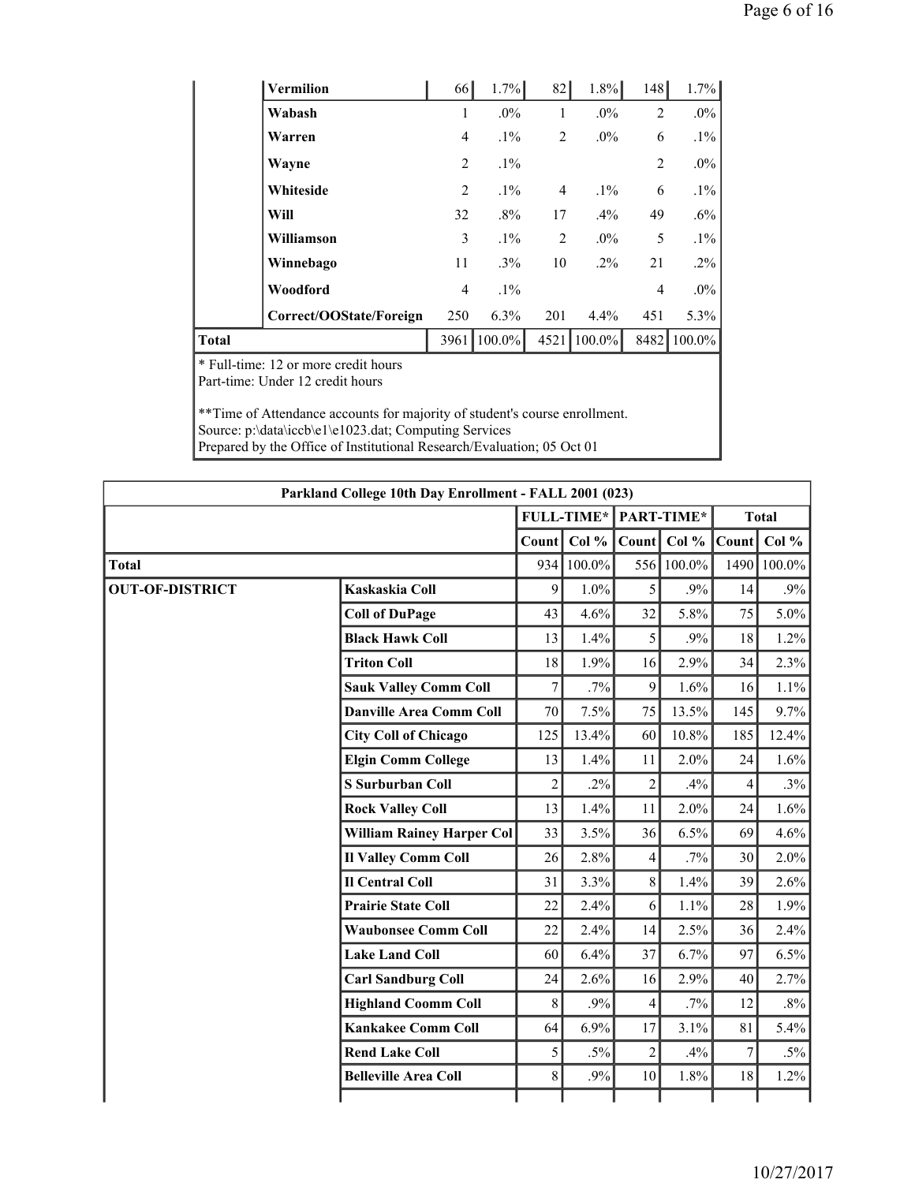| | | Count | Col % | Count | Col % | Count | Col % |
|---|---|---|---|---|---|---|---|
| | Vermilion | 66 | 1.7% | 82 | 1.8% | 148 | 1.7% |
| | Wabash | 1 | .0% | 1 | .0% | 2 | .0% |
| | Warren | 4 | .1% | 2 | .0% | 6 | .1% |
| | Wayne | 2 | .1% | | | 2 | .0% |
| | Whiteside | 2 | .1% | 4 | .1% | 6 | .1% |
| | Will | 32 | .8% | 17 | .4% | 49 | .6% |
| | Williamson | 3 | .1% | 2 | .0% | 5 | .1% |
| | Winnebago | 11 | .3% | 10 | .2% | 21 | .2% |
| | Woodford | 4 | .1% | | | 4 | .0% |
| | Correct/OOState/Foreign | 250 | 6.3% | 201 | 4.4% | 451 | 5.3% |
| **Total** | | 3961 | 100.0% | 4521 | 100.0% | 8482 | 100.0% |

* Full-time: 12 or more credit hours
Part-time: Under 12 credit hours

**Time of Attendance accounts for majority of student's course enrollment.
Source: p:\data\iccb\e1\e1023.dat; Computing Services
Prepared by the Office of Institutional Research/Evaluation; 05 Oct 01

**Parkland College 10th Day Enrollment - FALL 2001 (023)**

| | | FULL-TIME* | | PART-TIME* | | Total | |
|---|---|---|---|---|---|---|---|
| | | Count | Col % | Count | Col % | Count | Col % |
| **Total** | | 934 | 100.0% | 556 | 100.0% | 1490 | 100.0% |
| **OUT-OF-DISTRICT** | Kaskaskia Coll | 9 | 1.0% | 5 | .9% | 14 | .9% |
| | Coll of DuPage | 43 | 4.6% | 32 | 5.8% | 75 | 5.0% |
| | Black Hawk Coll | 13 | 1.4% | 5 | .9% | 18 | 1.2% |
| | Triton Coll | 18 | 1.9% | 16 | 2.9% | 34 | 2.3% |
| | Sauk Valley Comm Coll | 7 | .7% | 9 | 1.6% | 16 | 1.1% |
| | Danville Area Comm Coll | 70 | 7.5% | 75 | 13.5% | 145 | 9.7% |
| | City Coll of Chicago | 125 | 13.4% | 60 | 10.8% | 185 | 12.4% |
| | Elgin Comm College | 13 | 1.4% | 11 | 2.0% | 24 | 1.6% |
| | S Surburban Coll | 2 | .2% | 2 | .4% | 4 | .3% |
| | Rock Valley Coll | 13 | 1.4% | 11 | 2.0% | 24 | 1.6% |
| | William Rainey Harper Col | 33 | 3.5% | 36 | 6.5% | 69 | 4.6% |
| | Il Valley Comm Coll | 26 | 2.8% | 4 | .7% | 30 | 2.0% |
| | Il Central Coll | 31 | 3.3% | 8 | 1.4% | 39 | 2.6% |
| | Prairie State Coll | 22 | 2.4% | 6 | 1.1% | 28 | 1.9% |
| | Waubonsee Comm Coll | 22 | 2.4% | 14 | 2.5% | 36 | 2.4% |
| | Lake Land Coll | 60 | 6.4% | 37 | 6.7% | 97 | 6.5% |
| | Carl Sandburg Coll | 24 | 2.6% | 16 | 2.9% | 40 | 2.7% |
| | Highland Coomm Coll | 8 | .9% | 4 | .7% | 12 | .8% |
| | Kankakee Comm Coll | 64 | 6.9% | 17 | 3.1% | 81 | 5.4% |
| | Rend Lake Coll | 5 | .5% | 2 | .4% | 7 | .5% |
| | Belleville Area Coll | 8 | .9% | 10 | 1.8% | 18 | 1.2% |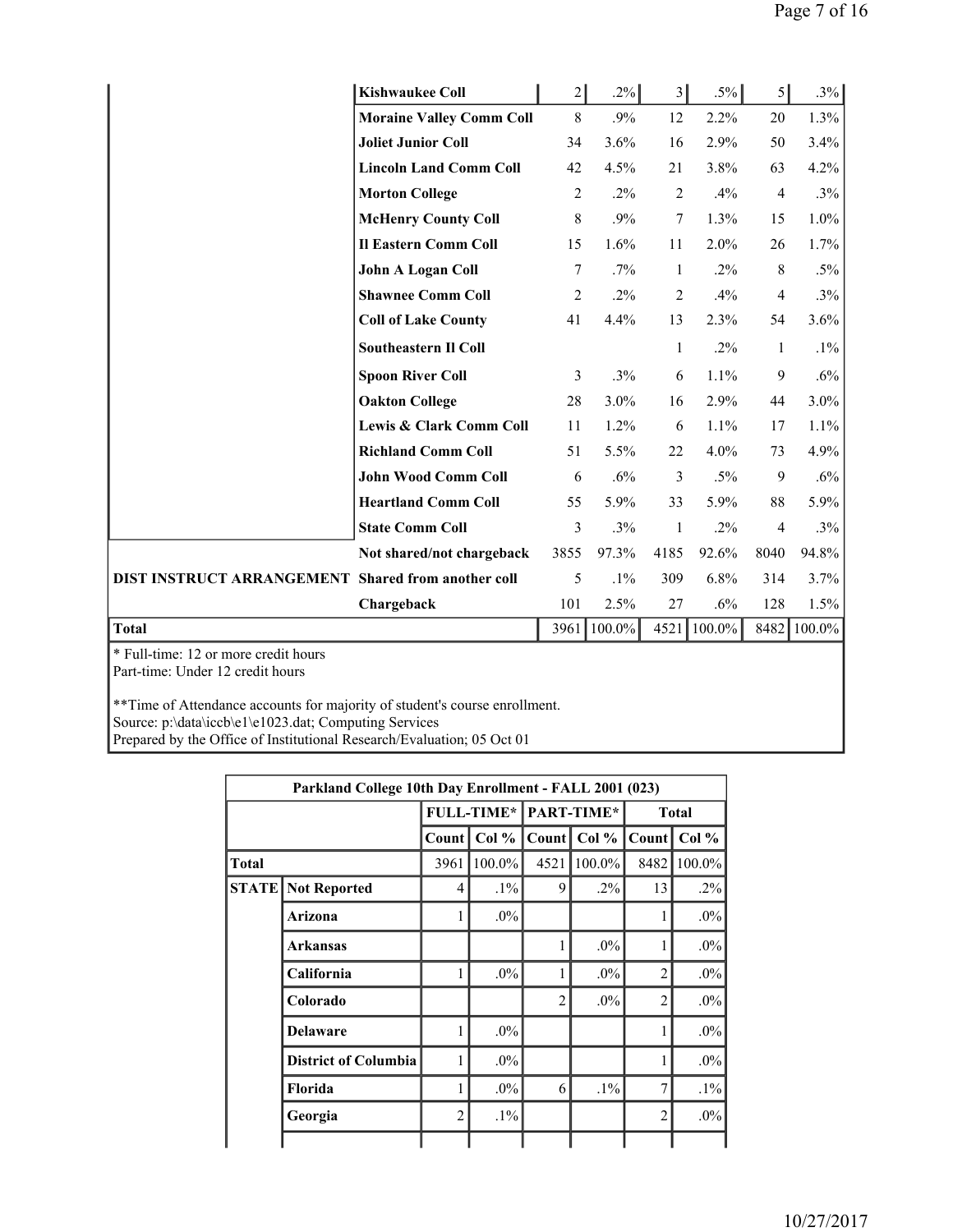| | | FULL-TIME* Count | Col % | PART-TIME* Count | Col % | Total Count | Col % |
|---|---|---|---|---|---|---|---|
| | Kishwaukee Coll | 2 | .2% | 3 | .5% | 5 | .3% |
| | Moraine Valley Comm Coll | 8 | .9% | 12 | 2.2% | 20 | 1.3% |
| | Joliet Junior Coll | 34 | 3.6% | 16 | 2.9% | 50 | 3.4% |
| | Lincoln Land Comm Coll | 42 | 4.5% | 21 | 3.8% | 63 | 4.2% |
| | Morton College | 2 | .2% | 2 | .4% | 4 | .3% |
| | McHenry County Coll | 8 | .9% | 7 | 1.3% | 15 | 1.0% |
| | Il Eastern Comm Coll | 15 | 1.6% | 11 | 2.0% | 26 | 1.7% |
| | John A Logan Coll | 7 | .7% | 1 | .2% | 8 | .5% |
| | Shawnee Comm Coll | 2 | .2% | 2 | .4% | 4 | .3% |
| | Coll of Lake County | 41 | 4.4% | 13 | 2.3% | 54 | 3.6% |
| | Southeastern Il Coll | | | 1 | .2% | 1 | .1% |
| | Spoon River Coll | 3 | .3% | 6 | 1.1% | 9 | .6% |
| | Oakton College | 28 | 3.0% | 16 | 2.9% | 44 | 3.0% |
| | Lewis & Clark Comm Coll | 11 | 1.2% | 6 | 1.1% | 17 | 1.1% |
| | Richland Comm Coll | 51 | 5.5% | 22 | 4.0% | 73 | 4.9% |
| | John Wood Comm Coll | 6 | .6% | 3 | .5% | 9 | .6% |
| | Heartland Comm Coll | 55 | 5.9% | 33 | 5.9% | 88 | 5.9% |
| | State Comm Coll | 3 | .3% | 1 | .2% | 4 | .3% |
| DIST INSTRUCT ARRANGEMENT | Not shared/not chargeback | 3855 | 97.3% | 4185 | 92.6% | 8040 | 94.8% |
| | Shared from another coll | 5 | .1% | 309 | 6.8% | 314 | 3.7% |
| | Chargeback | 101 | 2.5% | 27 | .6% | 128 | 1.5% |
| Total | | 3961 | 100.0% | 4521 | 100.0% | 8482 | 100.0% |

\* Full-time: 12 or more credit hours
Part-time: Under 12 credit hours

\*\*Time of Attendance accounts for majority of student's course enrollment.
Source: p:\data\iccb\e1\e1023.dat; Computing Services
Prepared by the Office of Institutional Research/Evaluation; 05 Oct 01

| Parkland College 10th Day Enrollment - FALL 2001 (023) | | | | | | | |
|---|---|---|---|---|---|---|---|
| | | FULL-TIME* | | PART-TIME* | | Total | |
| | | Count | Col % | Count | Col % | Count | Col % |
| Total | | 3961 | 100.0% | 4521 | 100.0% | 8482 | 100.0% |
| STATE | Not Reported | 4 | .1% | 9 | .2% | 13 | .2% |
| | Arizona | 1 | .0% | | | 1 | .0% |
| | Arkansas | | | 1 | .0% | 1 | .0% |
| | California | 1 | .0% | 1 | .0% | 2 | .0% |
| | Colorado | | | 2 | .0% | 2 | .0% |
| | Delaware | 1 | .0% | | | 1 | .0% |
| | District of Columbia | 1 | .0% | | | 1 | .0% |
| | Florida | 1 | .0% | 6 | .1% | 7 | .1% |
| | Georgia | 2 | .1% | | | 2 | .0% |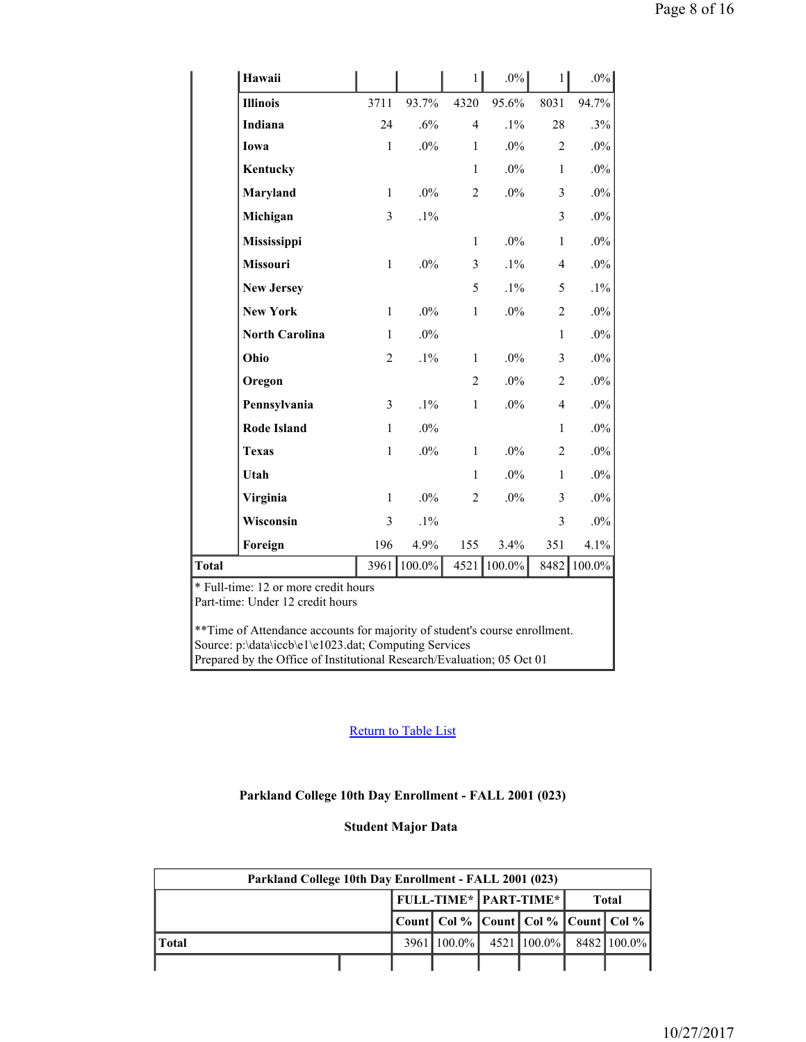| | | FULL-TIME* Count | Col % | PART-TIME* Count | Col % | Total Count | Col % |
|---|---|---|---|---|---|---|---|
| | Hawaii | | | 1 | .0% | 1 | .0% |
| | Illinois | 3711 | 93.7% | 4320 | 95.6% | 8031 | 94.7% |
| | Indiana | 24 | .6% | 4 | .1% | 28 | .3% |
| | Iowa | 1 | .0% | 1 | .0% | 2 | .0% |
| | Kentucky | | | 1 | .0% | 1 | .0% |
| | Maryland | 1 | .0% | 2 | .0% | 3 | .0% |
| | Michigan | 3 | .1% | | | 3 | .0% |
| | Mississippi | | | 1 | .0% | 1 | .0% |
| | Missouri | 1 | .0% | 3 | .1% | 4 | .0% |
| | New Jersey | | | 5 | .1% | 5 | .1% |
| | New York | 1 | .0% | 1 | .0% | 2 | .0% |
| | North Carolina | 1 | .0% | | | 1 | .0% |
| | Ohio | 2 | .1% | 1 | .0% | 3 | .0% |
| | Oregon | | | 2 | .0% | 2 | .0% |
| | Pennsylvania | 3 | .1% | 1 | .0% | 4 | .0% |
| | Rode Island | 1 | .0% | | | 1 | .0% |
| | Texas | 1 | .0% | 1 | .0% | 2 | .0% |
| | Utah | | | 1 | .0% | 1 | .0% |
| | Virginia | 1 | .0% | 2 | .0% | 3 | .0% |
| | Wisconsin | 3 | .1% | | | 3 | .0% |
| | Foreign | 196 | 4.9% | 155 | 3.4% | 351 | 4.1% |
| Total | | 3961 | 100.0% | 4521 | 100.0% | 8482 | 100.0% |

\* Full-time: 12 or more credit hours
Part-time: Under 12 credit hours

**Time of Attendance accounts for majority of student's course enrollment.
Source: p:\data\iccb\e1\e1023.dat; Computing Services
Prepared by the Office of Institutional Research/Evaluation; 05 Oct 01

Return to Table List

### Parkland College 10th Day Enrollment - FALL 2001 (023)

### Student Major Data

| Parkland College 10th Day Enrollment - FALL 2001 (023) | FULL-TIME* | | PART-TIME* | | Total | |
|---|---|---|---|---|---|---|
| | Count | Col % | Count | Col % | Count | Col % |
| Total | 3961 | 100.0% | 4521 | 100.0% | 8482 | 100.0% |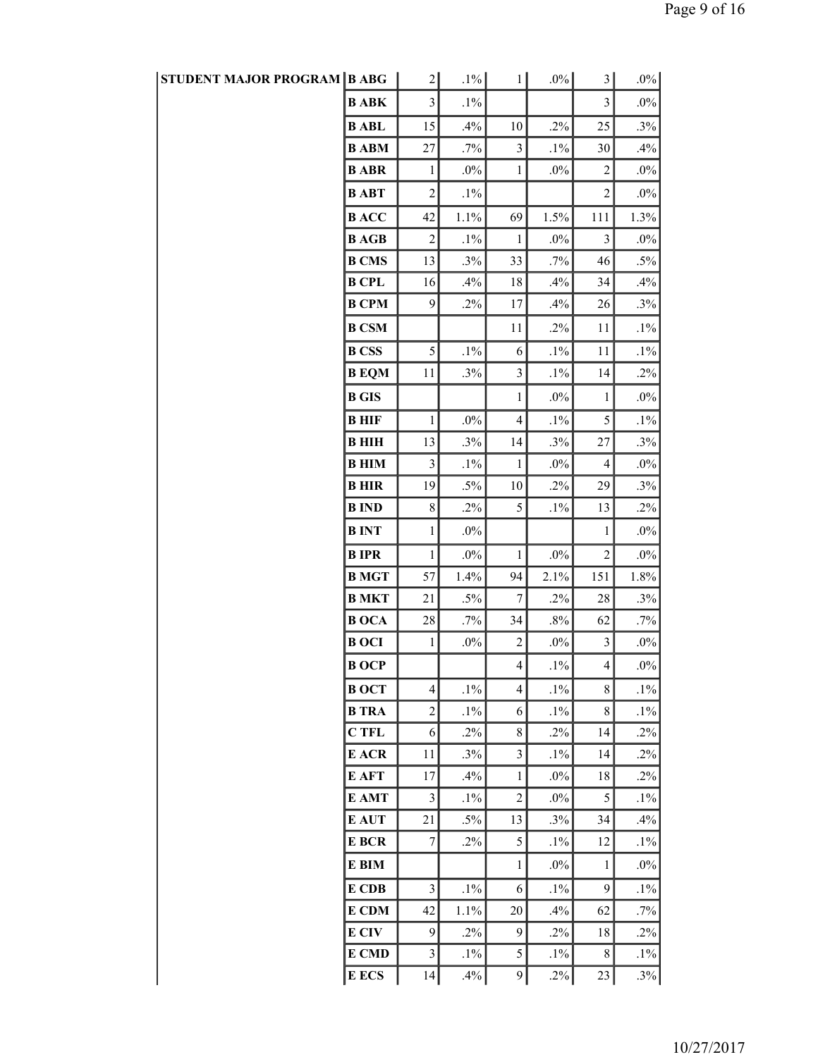| STUDENT MAJOR PROGRAM | B ABG | 2 | .1% | 1 | .0% | 3 | .0% |
|---|---|---|---|---|---|---|---|
| | B ABK | 3 | .1% | | | 3 | .0% |
| | B ABL | 15 | .4% | 10 | .2% | 25 | .3% |
| | B ABM | 27 | .7% | 3 | .1% | 30 | .4% |
| | B ABR | 1 | .0% | 1 | .0% | 2 | .0% |
| | B ABT | 2 | .1% | | | 2 | .0% |
| | B ACC | 42 | 1.1% | 69 | 1.5% | 111 | 1.3% |
| | B AGB | 2 | .1% | 1 | .0% | 3 | .0% |
| | B CMS | 13 | .3% | 33 | .7% | 46 | .5% |
| | B CPL | 16 | .4% | 18 | .4% | 34 | .4% |
| | B CPM | 9 | .2% | 17 | .4% | 26 | .3% |
| | B CSM | | | 11 | .2% | 11 | .1% |
| | B CSS | 5 | .1% | 6 | .1% | 11 | .1% |
| | B EQM | 11 | .3% | 3 | .1% | 14 | .2% |
| | B GIS | | | 1 | .0% | 1 | .0% |
| | B HIF | 1 | .0% | 4 | .1% | 5 | .1% |
| | B HIH | 13 | .3% | 14 | .3% | 27 | .3% |
| | B HIM | 3 | .1% | 1 | .0% | 4 | .0% |
| | B HIR | 19 | .5% | 10 | .2% | 29 | .3% |
| | B IND | 8 | .2% | 5 | .1% | 13 | .2% |
| | B INT | 1 | .0% | | | 1 | .0% |
| | B IPR | 1 | .0% | 1 | .0% | 2 | .0% |
| | B MGT | 57 | 1.4% | 94 | 2.1% | 151 | 1.8% |
| | B MKT | 21 | .5% | 7 | .2% | 28 | .3% |
| | B OCA | 28 | .7% | 34 | .8% | 62 | .7% |
| | B OCI | 1 | .0% | 2 | .0% | 3 | .0% |
| | B OCP | | | 4 | .1% | 4 | .0% |
| | B OCT | 4 | .1% | 4 | .1% | 8 | .1% |
| | B TRA | 2 | .1% | 6 | .1% | 8 | .1% |
| | C TFL | 6 | .2% | 8 | .2% | 14 | .2% |
| | E ACR | 11 | .3% | 3 | .1% | 14 | .2% |
| | E AFT | 17 | .4% | 1 | .0% | 18 | .2% |
| | E AMT | 3 | .1% | 2 | .0% | 5 | .1% |
| | E AUT | 21 | .5% | 13 | .3% | 34 | .4% |
| | E BCR | 7 | .2% | 5 | .1% | 12 | .1% |
| | E BIM | | | 1 | .0% | 1 | .0% |
| | E CDB | 3 | .1% | 6 | .1% | 9 | .1% |
| | E CDM | 42 | 1.1% | 20 | .4% | 62 | .7% |
| | E CIV | 9 | .2% | 9 | .2% | 18 | .2% |
| | E CMD | 3 | .1% | 5 | .1% | 8 | .1% |
| | E ECS | 14 | .4% | 9 | .2% | 23 | .3% |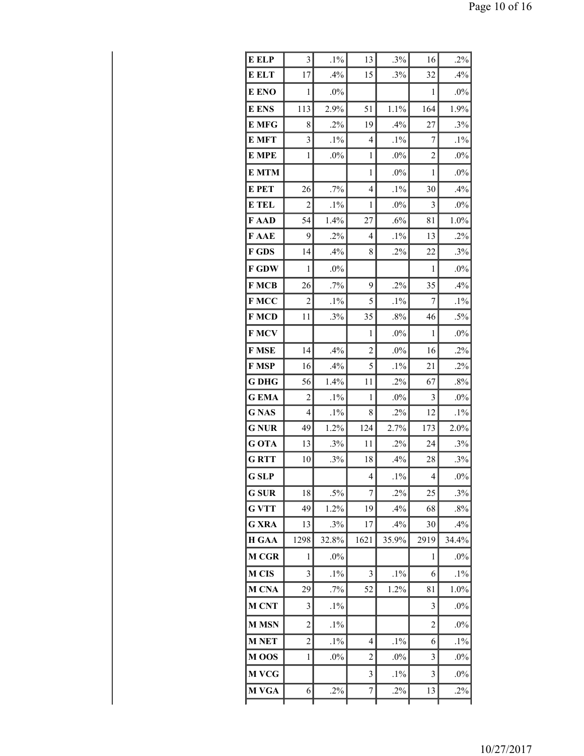| | | | | | | |
|---|---|---|---|---|---|---|
| **E ELP** | 3 | .1% | 13 | .3% | 16 | .2% |
| **E ELT** | 17 | .4% | 15 | .3% | 32 | .4% |
| **E ENO** | 1 | .0% | | | 1 | .0% |
| **E ENS** | 113 | 2.9% | 51 | 1.1% | 164 | 1.9% |
| **E MFG** | 8 | .2% | 19 | .4% | 27 | .3% |
| **E MFT** | 3 | .1% | 4 | .1% | 7 | .1% |
| **E MPE** | 1 | .0% | 1 | .0% | 2 | .0% |
| **E MTM** | | | 1 | .0% | 1 | .0% |
| **E PET** | 26 | .7% | 4 | .1% | 30 | .4% |
| **E TEL** | 2 | .1% | 1 | .0% | 3 | .0% |
| **F AAD** | 54 | 1.4% | 27 | .6% | 81 | 1.0% |
| **F AAE** | 9 | .2% | 4 | .1% | 13 | .2% |
| **F GDS** | 14 | .4% | 8 | .2% | 22 | .3% |
| **F GDW** | 1 | .0% | | | 1 | .0% |
| **F MCB** | 26 | .7% | 9 | .2% | 35 | .4% |
| **F MCC** | 2 | .1% | 5 | .1% | 7 | .1% |
| **F MCD** | 11 | .3% | 35 | .8% | 46 | .5% |
| **F MCV** | | | 1 | .0% | 1 | .0% |
| **F MSE** | 14 | .4% | 2 | .0% | 16 | .2% |
| **F MSP** | 16 | .4% | 5 | .1% | 21 | .2% |
| **G DHG** | 56 | 1.4% | 11 | .2% | 67 | .8% |
| **G EMA** | 2 | .1% | 1 | .0% | 3 | .0% |
| **G NAS** | 4 | .1% | 8 | .2% | 12 | .1% |
| **G NUR** | 49 | 1.2% | 124 | 2.7% | 173 | 2.0% |
| **G OTA** | 13 | .3% | 11 | .2% | 24 | .3% |
| **G RTT** | 10 | .3% | 18 | .4% | 28 | .3% |
| **G SLP** | | | 4 | .1% | 4 | .0% |
| **G SUR** | 18 | .5% | 7 | .2% | 25 | .3% |
| **G VTT** | 49 | 1.2% | 19 | .4% | 68 | .8% |
| **G XRA** | 13 | .3% | 17 | .4% | 30 | .4% |
| **H GAA** | 1298 | 32.8% | 1621 | 35.9% | 2919 | 34.4% |
| **M CGR** | 1 | .0% | | | 1 | .0% |
| **M CIS** | 3 | .1% | 3 | .1% | 6 | .1% |
| **M CNA** | 29 | .7% | 52 | 1.2% | 81 | 1.0% |
| **M CNT** | 3 | .1% | | | 3 | .0% |
| **M MSN** | 2 | .1% | | | 2 | .0% |
| **M NET** | 2 | .1% | 4 | .1% | 6 | .1% |
| **M OOS** | 1 | .0% | 2 | .0% | 3 | .0% |
| **M VCG** | | | 3 | .1% | 3 | .0% |
| **M VGA** | 6 | .2% | 7 | .2% | 13 | .2% |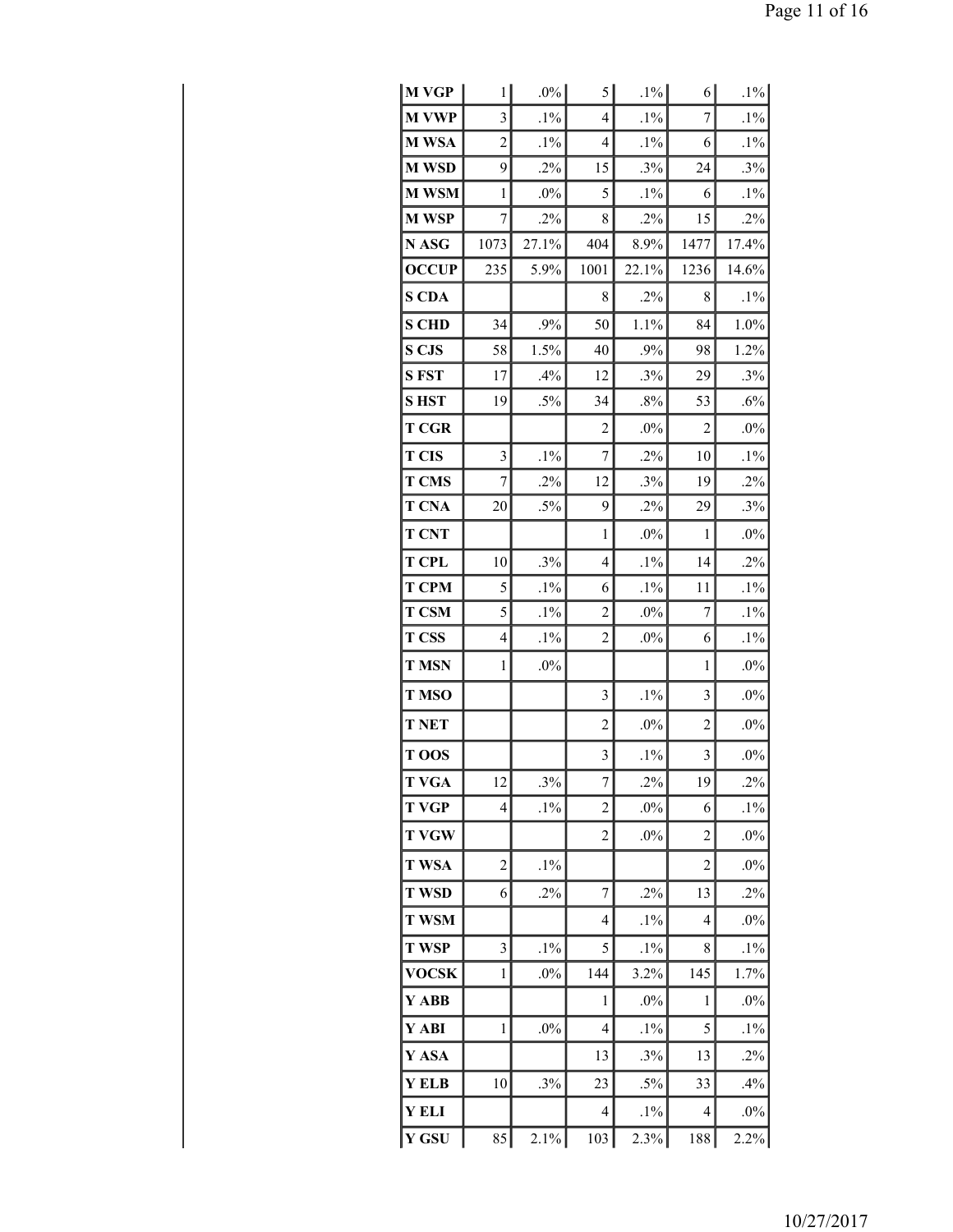| | | | | | | |
|---|---|---|---|---|---|---|
| **M VGP** | 1 | .0% | 5 | .1% | 6 | .1% |
| **M VWP** | 3 | .1% | 4 | .1% | 7 | .1% |
| **M WSA** | 2 | .1% | 4 | .1% | 6 | .1% |
| **M WSD** | 9 | .2% | 15 | .3% | 24 | .3% |
| **M WSM** | 1 | .0% | 5 | .1% | 6 | .1% |
| **M WSP** | 7 | .2% | 8 | .2% | 15 | .2% |
| **N ASG** | 1073 | 27.1% | 404 | 8.9% | 1477 | 17.4% |
| **OCCUP** | 235 | 5.9% | 1001 | 22.1% | 1236 | 14.6% |
| **S CDA** | | | 8 | .2% | 8 | .1% |
| **S CHD** | 34 | .9% | 50 | 1.1% | 84 | 1.0% |
| **S CJS** | 58 | 1.5% | 40 | .9% | 98 | 1.2% |
| **S FST** | 17 | .4% | 12 | .3% | 29 | .3% |
| **S HST** | 19 | .5% | 34 | .8% | 53 | .6% |
| **T CGR** | | | 2 | .0% | 2 | .0% |
| **T CIS** | 3 | .1% | 7 | .2% | 10 | .1% |
| **T CMS** | 7 | .2% | 12 | .3% | 19 | .2% |
| **T CNA** | 20 | .5% | 9 | .2% | 29 | .3% |
| **T CNT** | | | 1 | .0% | 1 | .0% |
| **T CPL** | 10 | .3% | 4 | .1% | 14 | .2% |
| **T CPM** | 5 | .1% | 6 | .1% | 11 | .1% |
| **T CSM** | 5 | .1% | 2 | .0% | 7 | .1% |
| **T CSS** | 4 | .1% | 2 | .0% | 6 | .1% |
| **T MSN** | 1 | .0% | | | 1 | .0% |
| **T MSO** | | | 3 | .1% | 3 | .0% |
| **T NET** | | | 2 | .0% | 2 | .0% |
| **T OOS** | | | 3 | .1% | 3 | .0% |
| **T VGA** | 12 | .3% | 7 | .2% | 19 | .2% |
| **T VGP** | 4 | .1% | 2 | .0% | 6 | .1% |
| **T VGW** | | | 2 | .0% | 2 | .0% |
| **T WSA** | 2 | .1% | | | 2 | .0% |
| **T WSD** | 6 | .2% | 7 | .2% | 13 | .2% |
| **T WSM** | | | 4 | .1% | 4 | .0% |
| **T WSP** | 3 | .1% | 5 | .1% | 8 | .1% |
| **VOCSK** | 1 | .0% | 144 | 3.2% | 145 | 1.7% |
| **Y ABB** | | | 1 | .0% | 1 | .0% |
| **Y ABI** | 1 | .0% | 4 | .1% | 5 | .1% |
| **Y ASA** | | | 13 | .3% | 13 | .2% |
| **Y ELB** | 10 | .3% | 23 | .5% | 33 | .4% |
| **Y ELI** | | | 4 | .1% | 4 | .0% |
| **Y GSU** | 85 | 2.1% | 103 | 2.3% | 188 | 2.2% |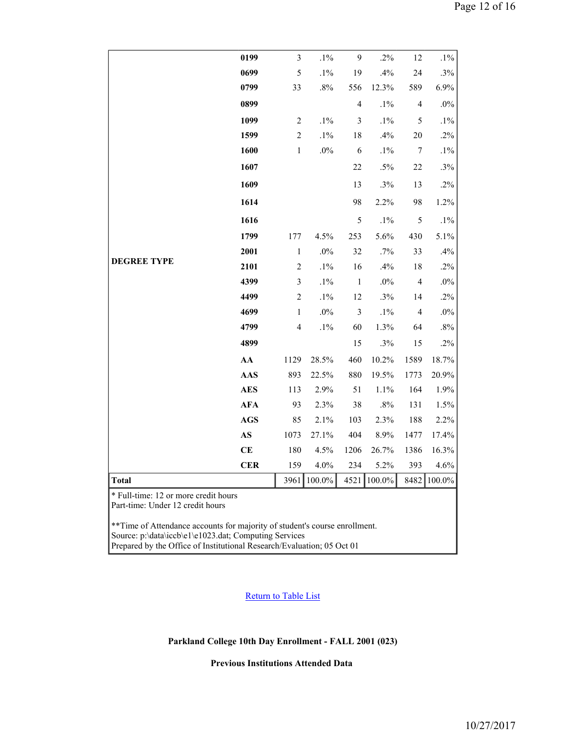| | | | | | | | |
|---|---|---|---|---|---|---|---|
| DEGREE TYPE | 0199 | 3 | .1% | 9 | .2% | 12 | .1% |
| | 0699 | 5 | .1% | 19 | .4% | 24 | .3% |
| | 0799 | 33 | .8% | 556 | 12.3% | 589 | 6.9% |
| | 0899 | | | 4 | .1% | 4 | .0% |
| | 1099 | 2 | .1% | 3 | .1% | 5 | .1% |
| | 1599 | 2 | .1% | 18 | .4% | 20 | .2% |
| | 1600 | 1 | .0% | 6 | .1% | 7 | .1% |
| | 1607 | | | 22 | .5% | 22 | .3% |
| | 1609 | | | 13 | .3% | 13 | .2% |
| | 1614 | | | 98 | 2.2% | 98 | 1.2% |
| | 1616 | | | 5 | .1% | 5 | .1% |
| | 1799 | 177 | 4.5% | 253 | 5.6% | 430 | 5.1% |
| | 2001 | 1 | .0% | 32 | .7% | 33 | .4% |
| | 2101 | 2 | .1% | 16 | .4% | 18 | .2% |
| | 4399 | 3 | .1% | 1 | .0% | 4 | .0% |
| | 4499 | 2 | .1% | 12 | .3% | 14 | .2% |
| | 4699 | 1 | .0% | 3 | .1% | 4 | .0% |
| | 4799 | 4 | .1% | 60 | 1.3% | 64 | .8% |
| | 4899 | | | 15 | .3% | 15 | .2% |
| | AA | 1129 | 28.5% | 460 | 10.2% | 1589 | 18.7% |
| | AAS | 893 | 22.5% | 880 | 19.5% | 1773 | 20.9% |
| | AES | 113 | 2.9% | 51 | 1.1% | 164 | 1.9% |
| | AFA | 93 | 2.3% | 38 | .8% | 131 | 1.5% |
| | AGS | 85 | 2.1% | 103 | 2.3% | 188 | 2.2% |
| | AS | 1073 | 27.1% | 404 | 8.9% | 1477 | 17.4% |
| | CE | 180 | 4.5% | 1206 | 26.7% | 1386 | 16.3% |
| | CER | 159 | 4.0% | 234 | 5.2% | 393 | 4.6% |
| **Total** | | 3961 | 100.0% | 4521 | 100.0% | 8482 | 100.0% |

* Full-time: 12 or more credit hours
Part-time: Under 12 credit hours

**Time of Attendance accounts for majority of student's course enrollment.
Source: p:\data\iccb\e1\e1023.dat; Computing Services
Prepared by the Office of Institutional Research/Evaluation; 05 Oct 01

Return to Table List

**Parkland College 10th Day Enrollment - FALL 2001 (023)**

**Previous Institutions Attended Data**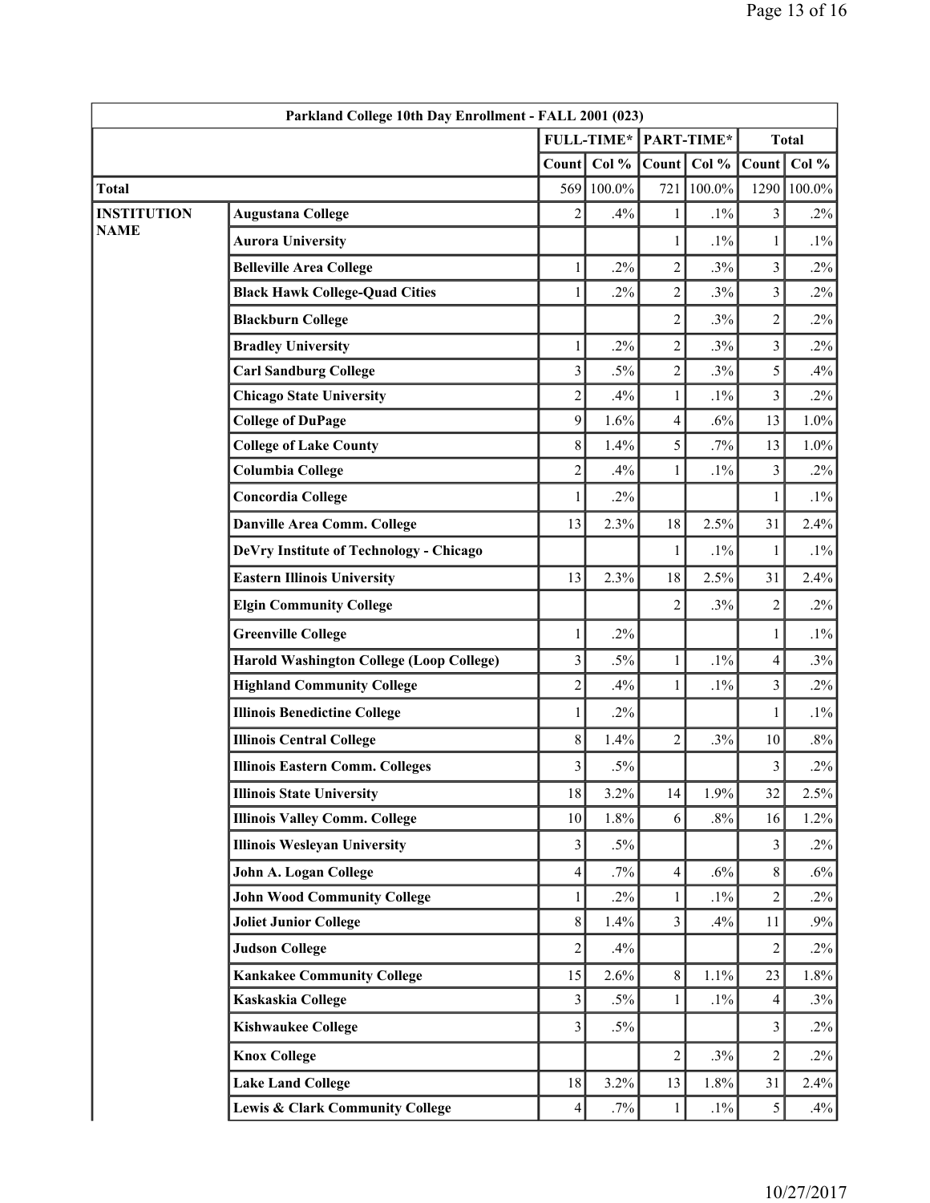| Parkland College 10th Day Enrollment - FALL 2001 (023) | | | | | | | |
|---|---|---|---|---|---|---|---|
| | | FULL-TIME* | | PART-TIME* | | Total | |
| | | Count | Col % | Count | Col % | Count | Col % |
| Total | | 569 | 100.0% | 721 | 100.0% | 1290 | 100.0% |
| INSTITUTION NAME | Augustana College | 2 | .4% | 1 | .1% | 3 | .2% |
| | Aurora University | | | 1 | .1% | 1 | .1% |
| | Belleville Area College | 1 | .2% | 2 | .3% | 3 | .2% |
| | Black Hawk College-Quad Cities | 1 | .2% | 2 | .3% | 3 | .2% |
| | Blackburn College | | | 2 | .3% | 2 | .2% |
| | Bradley University | 1 | .2% | 2 | .3% | 3 | .2% |
| | Carl Sandburg College | 3 | .5% | 2 | .3% | 5 | .4% |
| | Chicago State University | 2 | .4% | 1 | .1% | 3 | .2% |
| | College of DuPage | 9 | 1.6% | 4 | .6% | 13 | 1.0% |
| | College of Lake County | 8 | 1.4% | 5 | .7% | 13 | 1.0% |
| | Columbia College | 2 | .4% | 1 | .1% | 3 | .2% |
| | Concordia College | 1 | .2% | | | 1 | .1% |
| | Danville Area Comm. College | 13 | 2.3% | 18 | 2.5% | 31 | 2.4% |
| | DeVry Institute of Technology - Chicago | | | 1 | .1% | 1 | .1% |
| | Eastern Illinois University | 13 | 2.3% | 18 | 2.5% | 31 | 2.4% |
| | Elgin Community College | | | 2 | .3% | 2 | .2% |
| | Greenville College | 1 | .2% | | | 1 | .1% |
| | Harold Washington College (Loop College) | 3 | .5% | 1 | .1% | 4 | .3% |
| | Highland Community College | 2 | .4% | 1 | .1% | 3 | .2% |
| | Illinois Benedictine College | 1 | .2% | | | 1 | .1% |
| | Illinois Central College | 8 | 1.4% | 2 | .3% | 10 | .8% |
| | Illinois Eastern Comm. Colleges | 3 | .5% | | | 3 | .2% |
| | Illinois State University | 18 | 3.2% | 14 | 1.9% | 32 | 2.5% |
| | Illinois Valley Comm. College | 10 | 1.8% | 6 | .8% | 16 | 1.2% |
| | Illinois Wesleyan University | 3 | .5% | | | 3 | .2% |
| | John A. Logan College | 4 | .7% | 4 | .6% | 8 | .6% |
| | John Wood Community College | 1 | .2% | 1 | .1% | 2 | .2% |
| | Joliet Junior College | 8 | 1.4% | 3 | .4% | 11 | .9% |
| | Judson College | 2 | .4% | | | 2 | .2% |
| | Kankakee Community College | 15 | 2.6% | 8 | 1.1% | 23 | 1.8% |
| | Kaskaskia College | 3 | .5% | 1 | .1% | 4 | .3% |
| | Kishwaukee College | 3 | .5% | | | 3 | .2% |
| | Knox College | | | 2 | .3% | 2 | .2% |
| | Lake Land College | 18 | 3.2% | 13 | 1.8% | 31 | 2.4% |
| | Lewis & Clark Community College | 4 | .7% | 1 | .1% | 5 | .4% |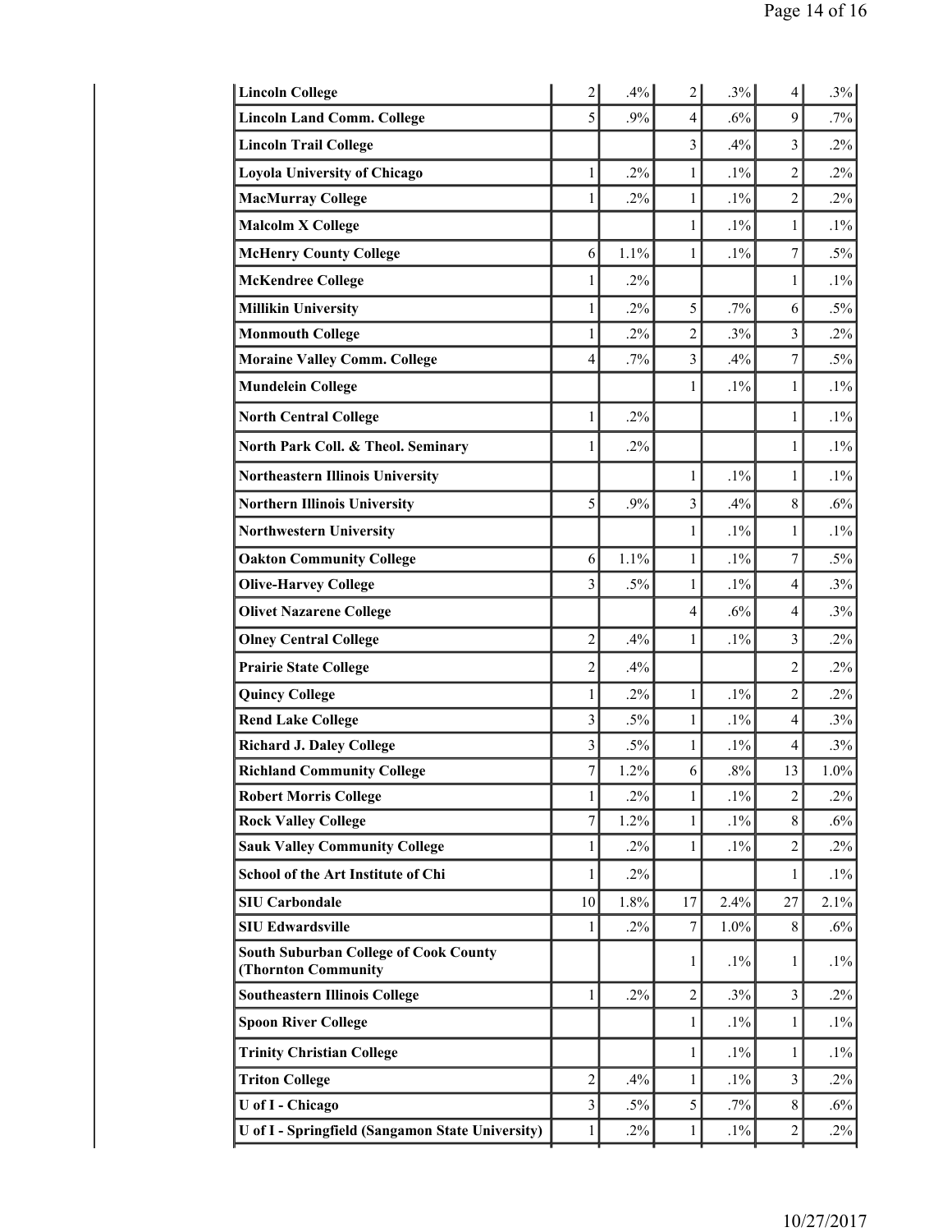| | | | | | | |
|---|---|---|---|---|---|---|
| **Lincoln College** | 2 | .4% | 2 | .3% | 4 | .3% |
| **Lincoln Land Comm. College** | 5 | .9% | 4 | .6% | 9 | .7% |
| **Lincoln Trail College** | | | 3 | .4% | 3 | .2% |
| **Loyola University of Chicago** | 1 | .2% | 1 | .1% | 2 | .2% |
| **MacMurray College** | 1 | .2% | 1 | .1% | 2 | .2% |
| **Malcolm X College** | | | 1 | .1% | 1 | .1% |
| **McHenry County College** | 6 | 1.1% | 1 | .1% | 7 | .5% |
| **McKendree College** | 1 | .2% | | | 1 | .1% |
| **Millikin University** | 1 | .2% | 5 | .7% | 6 | .5% |
| **Monmouth College** | 1 | .2% | 2 | .3% | 3 | .2% |
| **Moraine Valley Comm. College** | 4 | .7% | 3 | .4% | 7 | .5% |
| **Mundelein College** | | | 1 | .1% | 1 | .1% |
| **North Central College** | 1 | .2% | | | 1 | .1% |
| **North Park Coll. & Theol. Seminary** | 1 | .2% | | | 1 | .1% |
| **Northeastern Illinois University** | | | 1 | .1% | 1 | .1% |
| **Northern Illinois University** | 5 | .9% | 3 | .4% | 8 | .6% |
| **Northwestern University** | | | 1 | .1% | 1 | .1% |
| **Oakton Community College** | 6 | 1.1% | 1 | .1% | 7 | .5% |
| **Olive-Harvey College** | 3 | .5% | 1 | .1% | 4 | .3% |
| **Olivet Nazarene College** | | | 4 | .6% | 4 | .3% |
| **Olney Central College** | 2 | .4% | 1 | .1% | 3 | .2% |
| **Prairie State College** | 2 | .4% | | | 2 | .2% |
| **Quincy College** | 1 | .2% | 1 | .1% | 2 | .2% |
| **Rend Lake College** | 3 | .5% | 1 | .1% | 4 | .3% |
| **Richard J. Daley College** | 3 | .5% | 1 | .1% | 4 | .3% |
| **Richland Community College** | 7 | 1.2% | 6 | .8% | 13 | 1.0% |
| **Robert Morris College** | 1 | .2% | 1 | .1% | 2 | .2% |
| **Rock Valley College** | 7 | 1.2% | 1 | .1% | 8 | .6% |
| **Sauk Valley Community College** | 1 | .2% | 1 | .1% | 2 | .2% |
| **School of the Art Institute of Chi** | 1 | .2% | | | 1 | .1% |
| **SIU Carbondale** | 10 | 1.8% | 17 | 2.4% | 27 | 2.1% |
| **SIU Edwardsville** | 1 | .2% | 7 | 1.0% | 8 | .6% |
| **South Suburban College of Cook County (Thornton Community** | | | 1 | .1% | 1 | .1% |
| **Southeastern Illinois College** | 1 | .2% | 2 | .3% | 3 | .2% |
| **Spoon River College** | | | 1 | .1% | 1 | .1% |
| **Trinity Christian College** | | | 1 | .1% | 1 | .1% |
| **Triton College** | 2 | .4% | 1 | .1% | 3 | .2% |
| **U of I - Chicago** | 3 | .5% | 5 | .7% | 8 | .6% |
| **U of I - Springfield (Sangamon State University)** | 1 | .2% | 1 | .1% | 2 | .2% |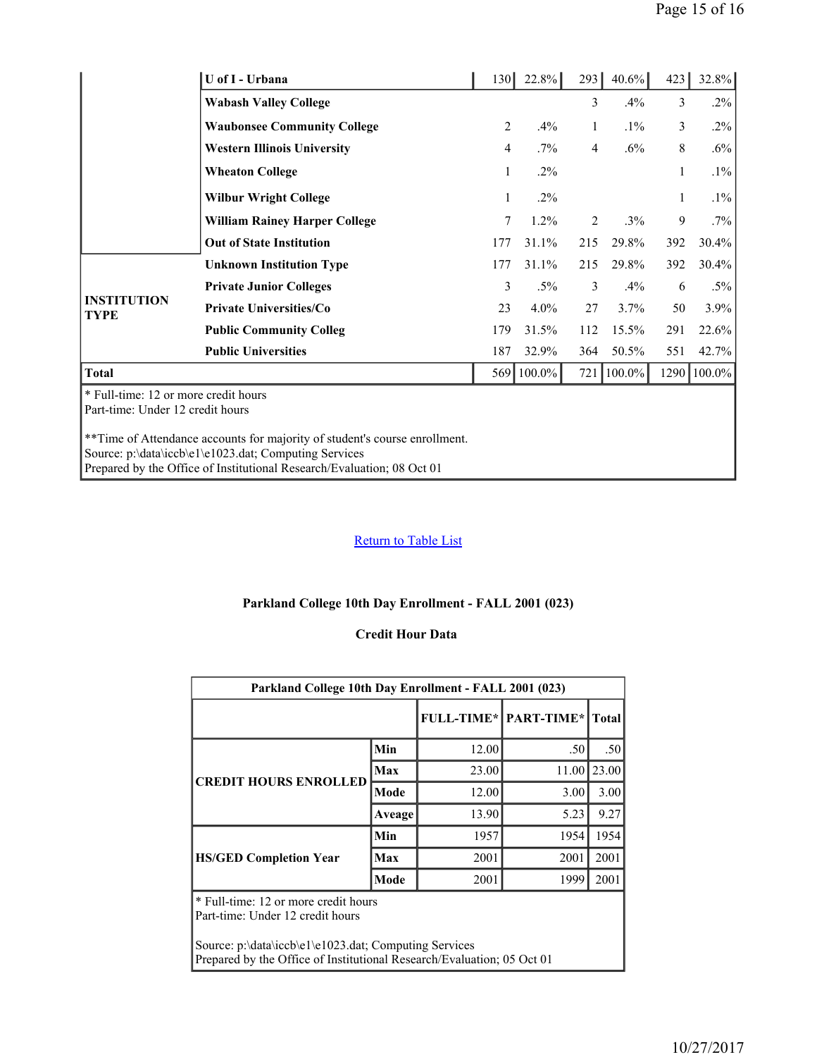| | | | | | | | |
|---|---|---|---|---|---|---|---|
| | U of I - Urbana | 130 | 22.8% | 293 | 40.6% | 423 | 32.8% |
| | Wabash Valley College | | | 3 | .4% | 3 | .2% |
| | Waubonsee Community College | 2 | .4% | 1 | .1% | 3 | .2% |
| | Western Illinois University | 4 | .7% | 4 | .6% | 8 | .6% |
| | Wheaton College | 1 | .2% | | | 1 | .1% |
| | Wilbur Wright College | 1 | .2% | | | 1 | .1% |
| | William Rainey Harper College | 7 | 1.2% | 2 | .3% | 9 | .7% |
| | Out of State Institution | 177 | 31.1% | 215 | 29.8% | 392 | 30.4% |
| **INSTITUTION TYPE** | Unknown Institution Type | 177 | 31.1% | 215 | 29.8% | 392 | 30.4% |
| | Private Junior Colleges | 3 | .5% | 3 | .4% | 6 | .5% |
| | Private Universities/Co | 23 | 4.0% | 27 | 3.7% | 50 | 3.9% |
| | Public Community Colleg | 179 | 31.5% | 112 | 15.5% | 291 | 22.6% |
| | Public Universities | 187 | 32.9% | 364 | 50.5% | 551 | 42.7% |
| **Total** | | 569 | 100.0% | 721 | 100.0% | 1290 | 100.0% |

\* Full-time: 12 or more credit hours
Part-time: Under 12 credit hours

\*\*Time of Attendance accounts for majority of student's course enrollment.
Source: p:\data\iccb\e1\e1023.dat; Computing Services
Prepared by the Office of Institutional Research/Evaluation; 08 Oct 01

Return to Table List

### Parkland College 10th Day Enrollment - FALL 2001 (023)

### Credit Hour Data

**Parkland College 10th Day Enrollment - FALL 2001 (023)**

| | | FULL-TIME* | PART-TIME* | Total |
|---|---|---|---|---|
| **CREDIT HOURS ENROLLED** | Min | 12.00 | .50 | .50 |
| | Max | 23.00 | 11.00 | 23.00 |
| | Mode | 12.00 | 3.00 | 3.00 |
| | Aveage | 13.90 | 5.23 | 9.27 |
| **HS/GED Completion Year** | Min | 1957 | 1954 | 1954 |
| | Max | 2001 | 2001 | 2001 |
| | Mode | 2001 | 1999 | 2001 |

\* Full-time: 12 or more credit hours
Part-time: Under 12 credit hours

Source: p:\data\iccb\e1\e1023.dat; Computing Services
Prepared by the Office of Institutional Research/Evaluation; 05 Oct 01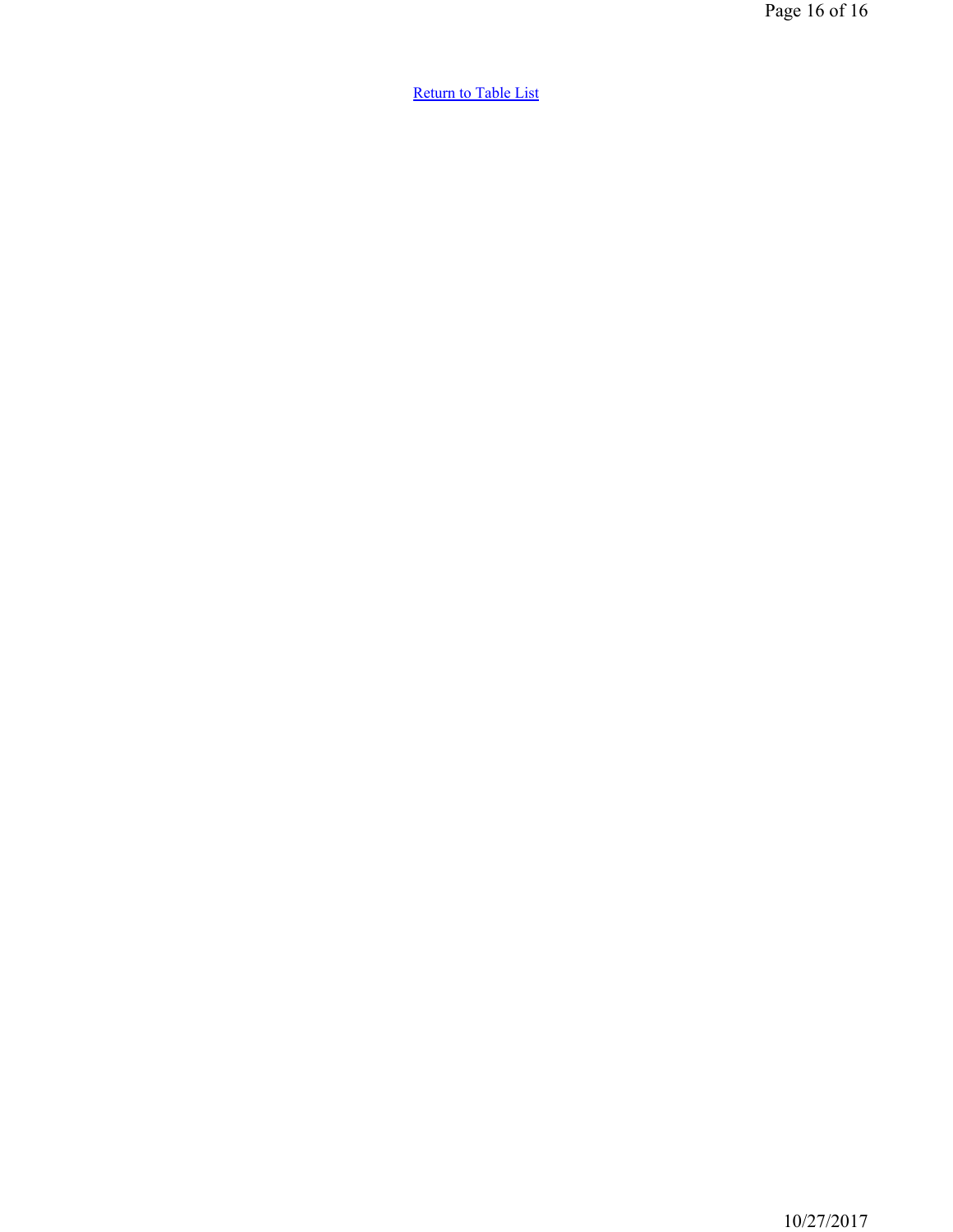[Return to Table List]